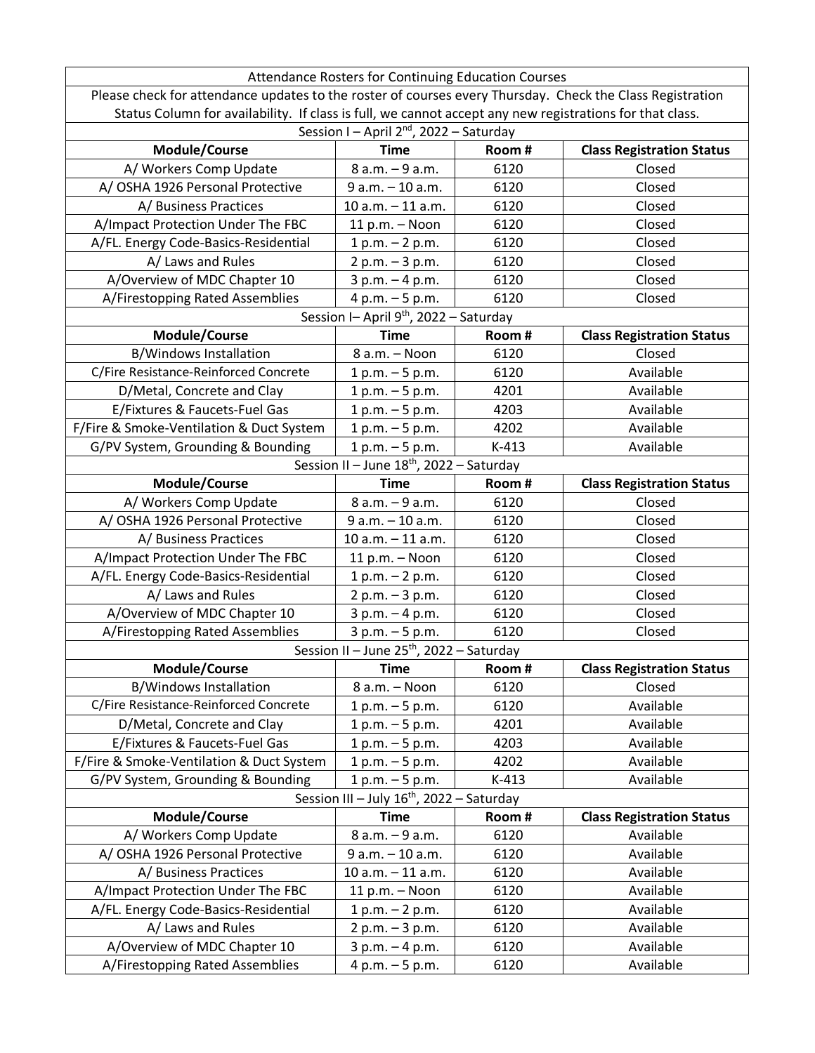| Attendance Rosters for Continuing Education Courses | | | |
|---|---|---|---|
| Please check for attendance updates to the roster of courses every Thursday. Check the Class Registration Status Column for availability. If class is full, we cannot accept any new registrations for that class. | | | |
| Session I – April 2nd, 2022 – Saturday | | | |
| **Module/Course** | **Time** | **Room #** | **Class Registration Status** |
| A/ Workers Comp Update | 8 a.m. – 9 a.m. | 6120 | Closed |
| A/ OSHA 1926 Personal Protective | 9 a.m. – 10 a.m. | 6120 | Closed |
| A/ Business Practices | 10 a.m. – 11 a.m. | 6120 | Closed |
| A/Impact Protection Under The FBC | 11 p.m. – Noon | 6120 | Closed |
| A/FL. Energy Code-Basics-Residential | 1 p.m. – 2 p.m. | 6120 | Closed |
| A/ Laws and Rules | 2 p.m. – 3 p.m. | 6120 | Closed |
| A/Overview of MDC Chapter 10 | 3 p.m. – 4 p.m. | 6120 | Closed |
| A/Firestopping Rated Assemblies | 4 p.m. – 5 p.m. | 6120 | Closed |
| Session I– April 9th, 2022 – Saturday | | | |
| **Module/Course** | **Time** | **Room #** | **Class Registration Status** |
| B/Windows Installation | 8 a.m. – Noon | 6120 | Closed |
| C/Fire Resistance-Reinforced Concrete | 1 p.m. – 5 p.m. | 6120 | Available |
| D/Metal, Concrete and Clay | 1 p.m. – 5 p.m. | 4201 | Available |
| E/Fixtures & Faucets-Fuel Gas | 1 p.m. – 5 p.m. | 4203 | Available |
| F/Fire & Smoke-Ventilation & Duct System | 1 p.m. – 5 p.m. | 4202 | Available |
| G/PV System, Grounding & Bounding | 1 p.m. – 5 p.m. | K-413 | Available |
| Session II – June 18th, 2022 – Saturday | | | |
| **Module/Course** | **Time** | **Room #** | **Class Registration Status** |
| A/ Workers Comp Update | 8 a.m. – 9 a.m. | 6120 | Closed |
| A/ OSHA 1926 Personal Protective | 9 a.m. – 10 a.m. | 6120 | Closed |
| A/ Business Practices | 10 a.m. – 11 a.m. | 6120 | Closed |
| A/Impact Protection Under The FBC | 11 p.m. – Noon | 6120 | Closed |
| A/FL. Energy Code-Basics-Residential | 1 p.m. – 2 p.m. | 6120 | Closed |
| A/ Laws and Rules | 2 p.m. – 3 p.m. | 6120 | Closed |
| A/Overview of MDC Chapter 10 | 3 p.m. – 4 p.m. | 6120 | Closed |
| A/Firestopping Rated Assemblies | 3 p.m. – 5 p.m. | 6120 | Closed |
| Session II – June 25th, 2022 – Saturday | | | |
| **Module/Course** | **Time** | **Room #** | **Class Registration Status** |
| B/Windows Installation | 8 a.m. – Noon | 6120 | Closed |
| C/Fire Resistance-Reinforced Concrete | 1 p.m. – 5 p.m. | 6120 | Available |
| D/Metal, Concrete and Clay | 1 p.m. – 5 p.m. | 4201 | Available |
| E/Fixtures & Faucets-Fuel Gas | 1 p.m. – 5 p.m. | 4203 | Available |
| F/Fire & Smoke-Ventilation & Duct System | 1 p.m. – 5 p.m. | 4202 | Available |
| G/PV System, Grounding & Bounding | 1 p.m. – 5 p.m. | K-413 | Available |
| Session III – July 16th, 2022 – Saturday | | | |
| **Module/Course** | **Time** | **Room #** | **Class Registration Status** |
| A/ Workers Comp Update | 8 a.m. – 9 a.m. | 6120 | Available |
| A/ OSHA 1926 Personal Protective | 9 a.m. – 10 a.m. | 6120 | Available |
| A/ Business Practices | 10 a.m. – 11 a.m. | 6120 | Available |
| A/Impact Protection Under The FBC | 11 p.m. – Noon | 6120 | Available |
| A/FL. Energy Code-Basics-Residential | 1 p.m. – 2 p.m. | 6120 | Available |
| A/ Laws and Rules | 2 p.m. – 3 p.m. | 6120 | Available |
| A/Overview of MDC Chapter 10 | 3 p.m. – 4 p.m. | 6120 | Available |
| A/Firestopping Rated Assemblies | 4 p.m. – 5 p.m. | 6120 | Available |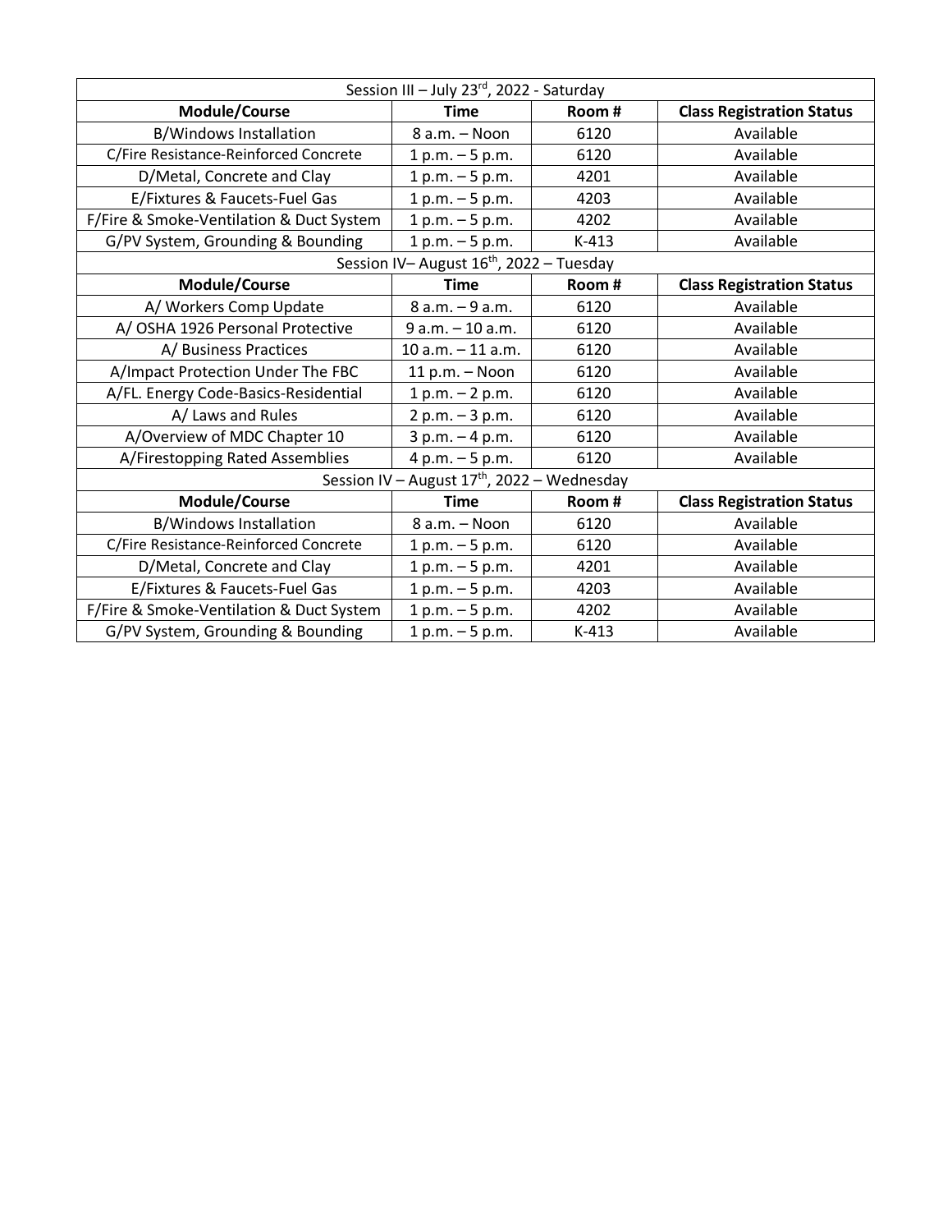| Session III – July 23rd, 2022 - Saturday | | | |
|---|---|---|---|
| **Module/Course** | **Time** | **Room #** | **Class Registration Status** |
| B/Windows Installation | 8 a.m. – Noon | 6120 | Available |
| C/Fire Resistance-Reinforced Concrete | 1 p.m. – 5 p.m. | 6120 | Available |
| D/Metal, Concrete and Clay | 1 p.m. – 5 p.m. | 4201 | Available |
| E/Fixtures & Faucets-Fuel Gas | 1 p.m. – 5 p.m. | 4203 | Available |
| F/Fire & Smoke-Ventilation & Duct System | 1 p.m. – 5 p.m. | 4202 | Available |
| G/PV System, Grounding & Bounding | 1 p.m. – 5 p.m. | K-413 | Available |
| Session IV– August 16th, 2022 – Tuesday | | | |
| **Module/Course** | **Time** | **Room #** | **Class Registration Status** |
| A/ Workers Comp Update | 8 a.m. – 9 a.m. | 6120 | Available |
| A/ OSHA 1926 Personal Protective | 9 a.m. – 10 a.m. | 6120 | Available |
| A/ Business Practices | 10 a.m. – 11 a.m. | 6120 | Available |
| A/Impact Protection Under The FBC | 11 p.m. – Noon | 6120 | Available |
| A/FL. Energy Code-Basics-Residential | 1 p.m. – 2 p.m. | 6120 | Available |
| A/ Laws and Rules | 2 p.m. – 3 p.m. | 6120 | Available |
| A/Overview of MDC Chapter 10 | 3 p.m. – 4 p.m. | 6120 | Available |
| A/Firestopping Rated Assemblies | 4 p.m. – 5 p.m. | 6120 | Available |
| Session IV – August 17th, 2022 – Wednesday | | | |
| **Module/Course** | **Time** | **Room #** | **Class Registration Status** |
| B/Windows Installation | 8 a.m. – Noon | 6120 | Available |
| C/Fire Resistance-Reinforced Concrete | 1 p.m. – 5 p.m. | 6120 | Available |
| D/Metal, Concrete and Clay | 1 p.m. – 5 p.m. | 4201 | Available |
| E/Fixtures & Faucets-Fuel Gas | 1 p.m. – 5 p.m. | 4203 | Available |
| F/Fire & Smoke-Ventilation & Duct System | 1 p.m. – 5 p.m. | 4202 | Available |
| G/PV System, Grounding & Bounding | 1 p.m. – 5 p.m. | K-413 | Available |